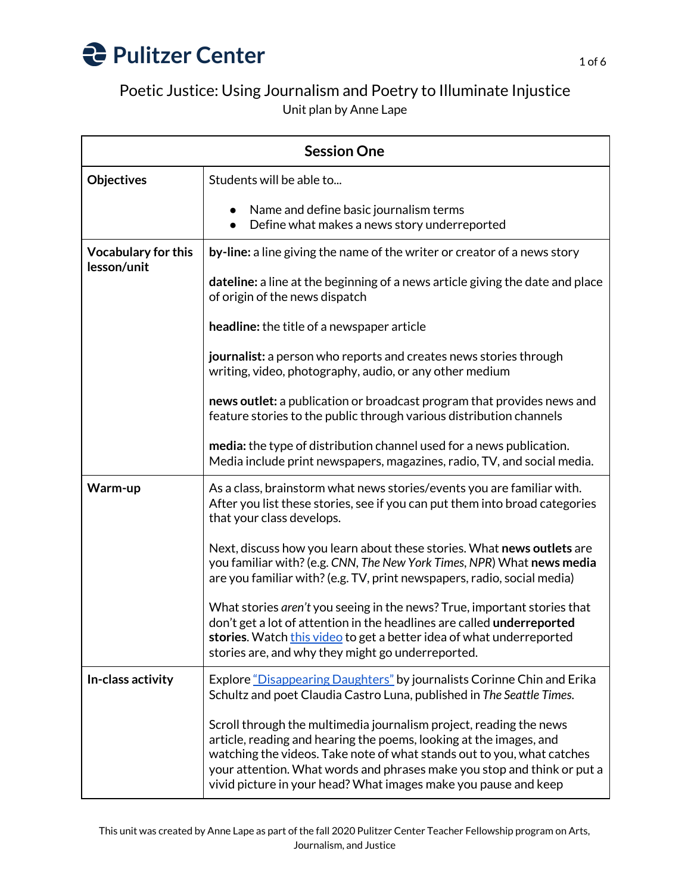# Poetic Justice: Using Journalism and Poetry to Illuminate Injustice

Unit plan by Anne Lape

| Session One | |
|---|---|
| **Objectives** | Students will be able to...<br><br>• Name and define basic journalism terms<br>• Define what makes a news story underreported |
| **Vocabulary for this lesson/unit** | **by-line:** a line giving the name of the writer or creator of a news story<br><br>**dateline:** a line at the beginning of a news article giving the date and place of origin of the news dispatch<br><br>**headline:** the title of a newspaper article<br><br>**journalist:** a person who reports and creates news stories through writing, video, photography, audio, or any other medium<br><br>**news outlet:** a publication or broadcast program that provides news and feature stories to the public through various distribution channels<br><br>**media:** the type of distribution channel used for a news publication. Media include print newspapers, magazines, radio, TV, and social media. |
| **Warm-up** | As a class, brainstorm what news stories/events you are familiar with. After you list these stories, see if you can put them into broad categories that your class develops.<br><br>Next, discuss how you learn about these stories. What **news outlets** are you familiar with? (e.g. *CNN*, *The New York Times*, *NPR*) What **news media** are you familiar with? (e.g. TV, print newspapers, radio, social media)<br><br>What stories *aren't* you seeing in the news? True, important stories that don't get a lot of attention in the headlines are called **underreported stories**. Watch this video to get a better idea of what underreported stories are, and why they might go underreported. |
| **In-class activity** | Explore "Disappearing Daughters" by journalists Corinne Chin and Erika Schultz and poet Claudia Castro Luna, published in *The Seattle Times*.<br><br>Scroll through the multimedia journalism project, reading the news article, reading and hearing the poems, looking at the images, and watching the videos. Take note of what stands out to you, what catches your attention. What words and phrases make you stop and think or put a vivid picture in your head? What images make you pause and keep |

This unit was created by Anne Lape as part of the fall 2020 Pulitzer Center Teacher Fellowship program on Arts, Journalism, and Justice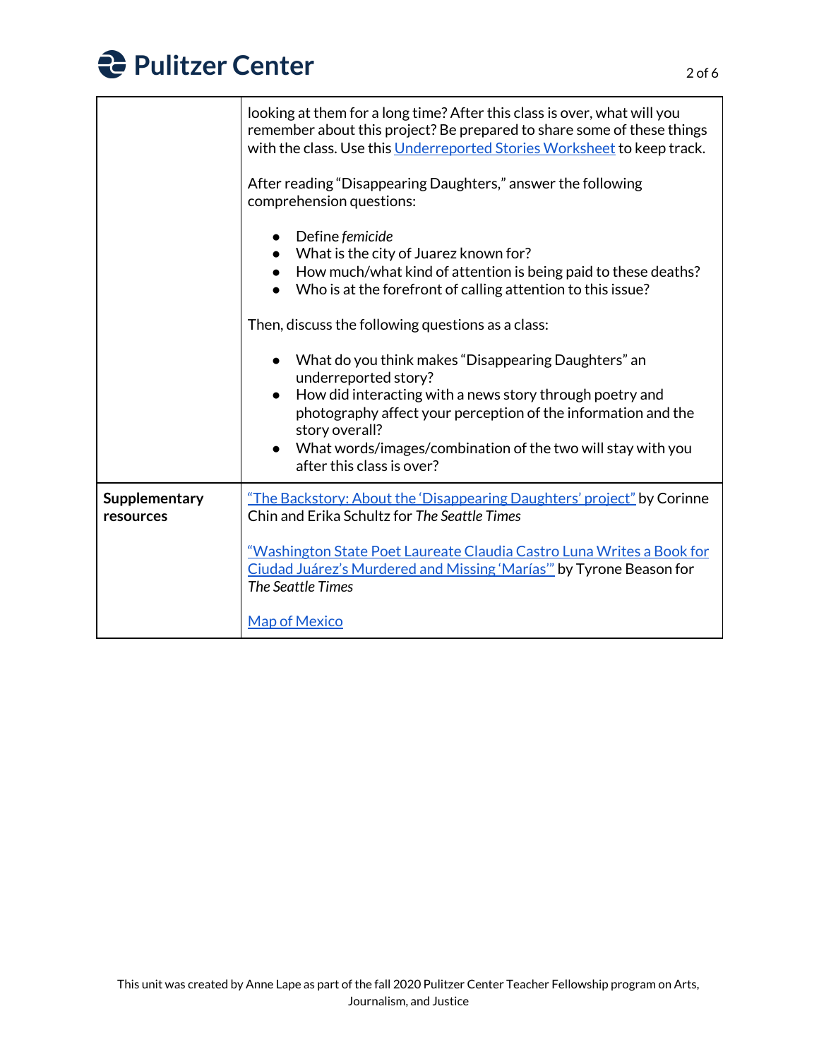| | |
|---|---|
| | looking at them for a long time? After this class is over, what will you remember about this project? Be prepared to share some of these things with the class. Use this Underreported Stories Worksheet to keep track.<br><br>After reading "Disappearing Daughters," answer the following comprehension questions:<br><br>• Define *femicide*<br>• What is the city of Juarez known for?<br>• How much/what kind of attention is being paid to these deaths?<br>• Who is at the forefront of calling attention to this issue?<br><br>Then, discuss the following questions as a class:<br><br>• What do you think makes "Disappearing Daughters" an underreported story?<br>• How did interacting with a news story through poetry and photography affect your perception of the information and the story overall?<br>• What words/images/combination of the two will stay with you after this class is over? |
| **Supplementary resources** | "The Backstory: About the 'Disappearing Daughters' project" by Corinne Chin and Erika Schultz for *The Seattle Times*<br><br>"Washington State Poet Laureate Claudia Castro Luna Writes a Book for Ciudad Juárez's Murdered and Missing 'Marías'" by Tyrone Beason for *The Seattle Times*<br><br>Map of Mexico |

This unit was created by Anne Lape as part of the fall 2020 Pulitzer Center Teacher Fellowship program on Arts, Journalism, and Justice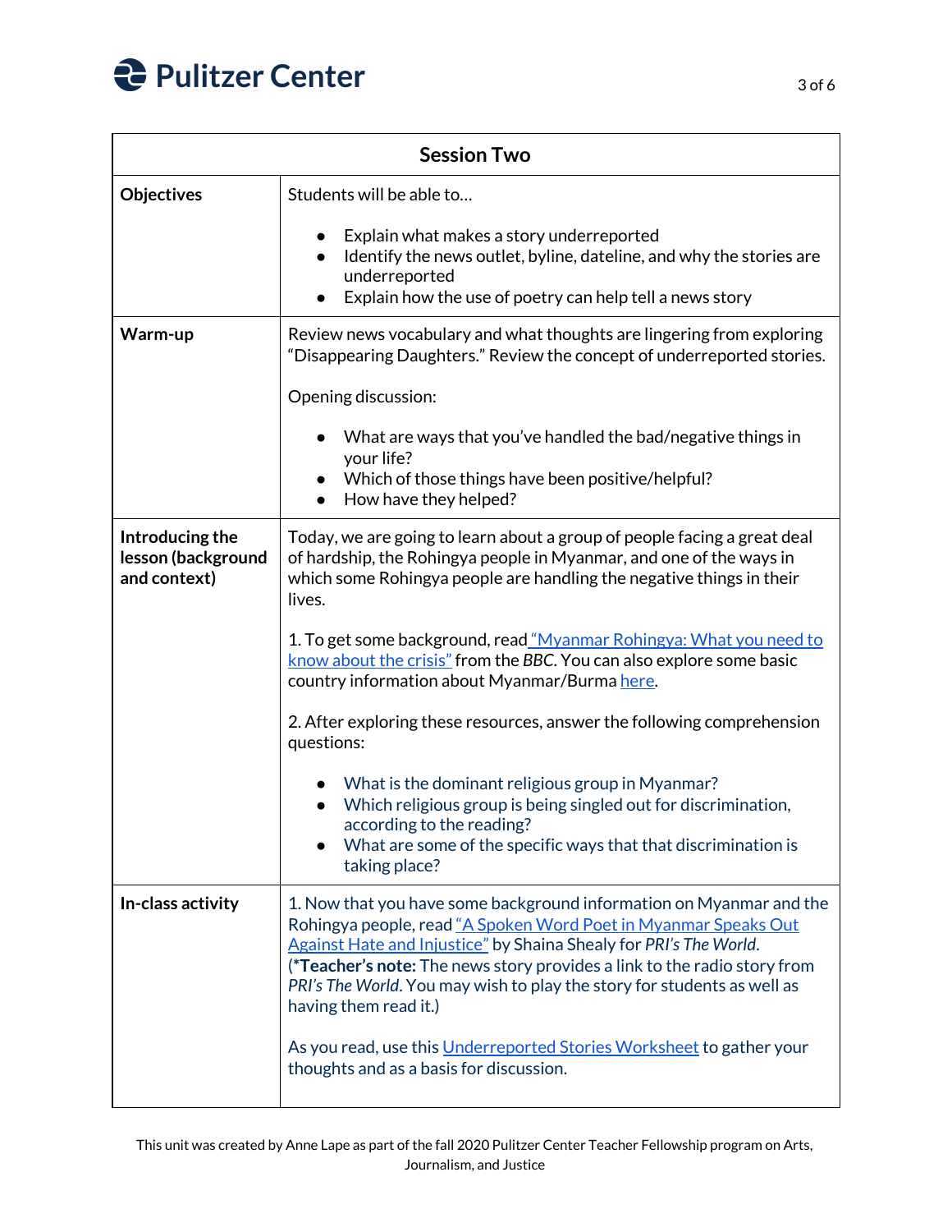| Session Two | |
|---|---|
| **Objectives** | Students will be able to…<br><br>• Explain what makes a story underreported<br>• Identify the news outlet, byline, dateline, and why the stories are underreported<br>• Explain how the use of poetry can help tell a news story |
| **Warm-up** | Review news vocabulary and what thoughts are lingering from exploring "Disappearing Daughters." Review the concept of underreported stories.<br><br>Opening discussion:<br><br>• What are ways that you've handled the bad/negative things in your life?<br>• Which of those things have been positive/helpful?<br>• How have they helped? |
| **Introducing the lesson (background and context)** | Today, we are going to learn about a group of people facing a great deal of hardship, the Rohingya people in Myanmar, and one of the ways in which some Rohingya people are handling the negative things in their lives.<br><br>1. To get some background, read "Myanmar Rohingya: What you need to know about the crisis" from the *BBC*. You can also explore some basic country information about Myanmar/Burma here.<br><br>2. After exploring these resources, answer the following comprehension questions:<br><br>• What is the dominant religious group in Myanmar?<br>• Which religious group is being singled out for discrimination, according to the reading?<br>• What are some of the specific ways that that discrimination is taking place? |
| **In-class activity** | 1. Now that you have some background information on Myanmar and the Rohingya people, read "A Spoken Word Poet in Myanmar Speaks Out Against Hate and Injustice" by Shaina Shealy for *PRI's The World*. (***Teacher's note:** The news story provides a link to the radio story from *PRI's The World*. You may wish to play the story for students as well as having them read it.)<br><br>As you read, use this Underreported Stories Worksheet to gather your thoughts and as a basis for discussion. |

This unit was created by Anne Lape as part of the fall 2020 Pulitzer Center Teacher Fellowship program on Arts, Journalism, and Justice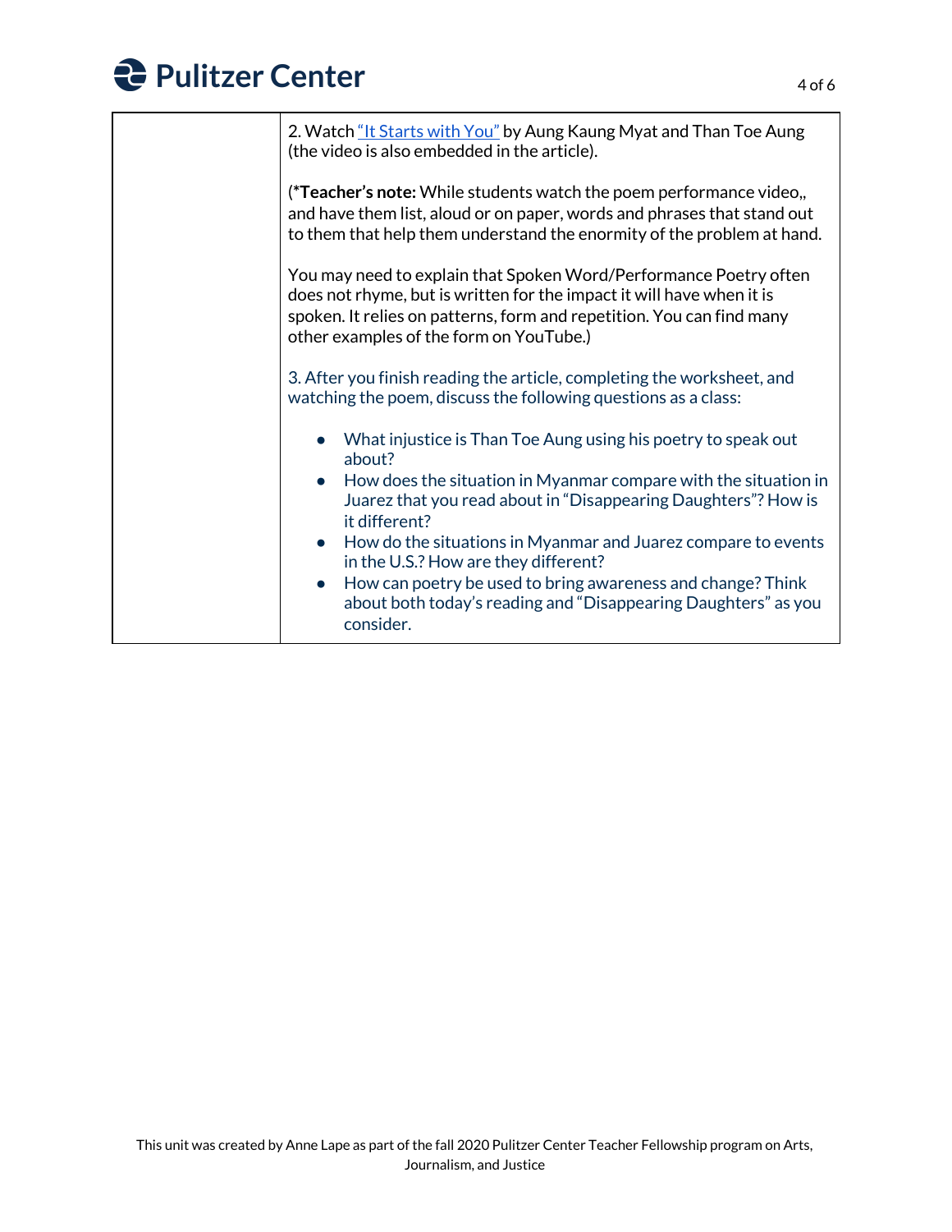| | |
|---|---|
| | 2. Watch "It Starts with You" by Aung Kaung Myat and Than Toe Aung (the video is also embedded in the article).<br><br>(***Teacher's note:** While students watch the poem performance video,, and have them list, aloud or on paper, words and phrases that stand out to them that help them understand the enormity of the problem at hand.<br><br>You may need to explain that Spoken Word/Performance Poetry often does not rhyme, but is written for the impact it will have when it is spoken. It relies on patterns, form and repetition. You can find many other examples of the form on YouTube.)<br><br>3. After you finish reading the article, completing the worksheet, and watching the poem, discuss the following questions as a class:<br><br>• What injustice is Than Toe Aung using his poetry to speak out about?<br>• How does the situation in Myanmar compare with the situation in Juarez that you read about in "Disappearing Daughters"? How is it different?<br>• How do the situations in Myanmar and Juarez compare to events in the U.S.? How are they different?<br>• How can poetry be used to bring awareness and change? Think about both today's reading and "Disappearing Daughters" as you consider. |

This unit was created by Anne Lape as part of the fall 2020 Pulitzer Center Teacher Fellowship program on Arts, Journalism, and Justice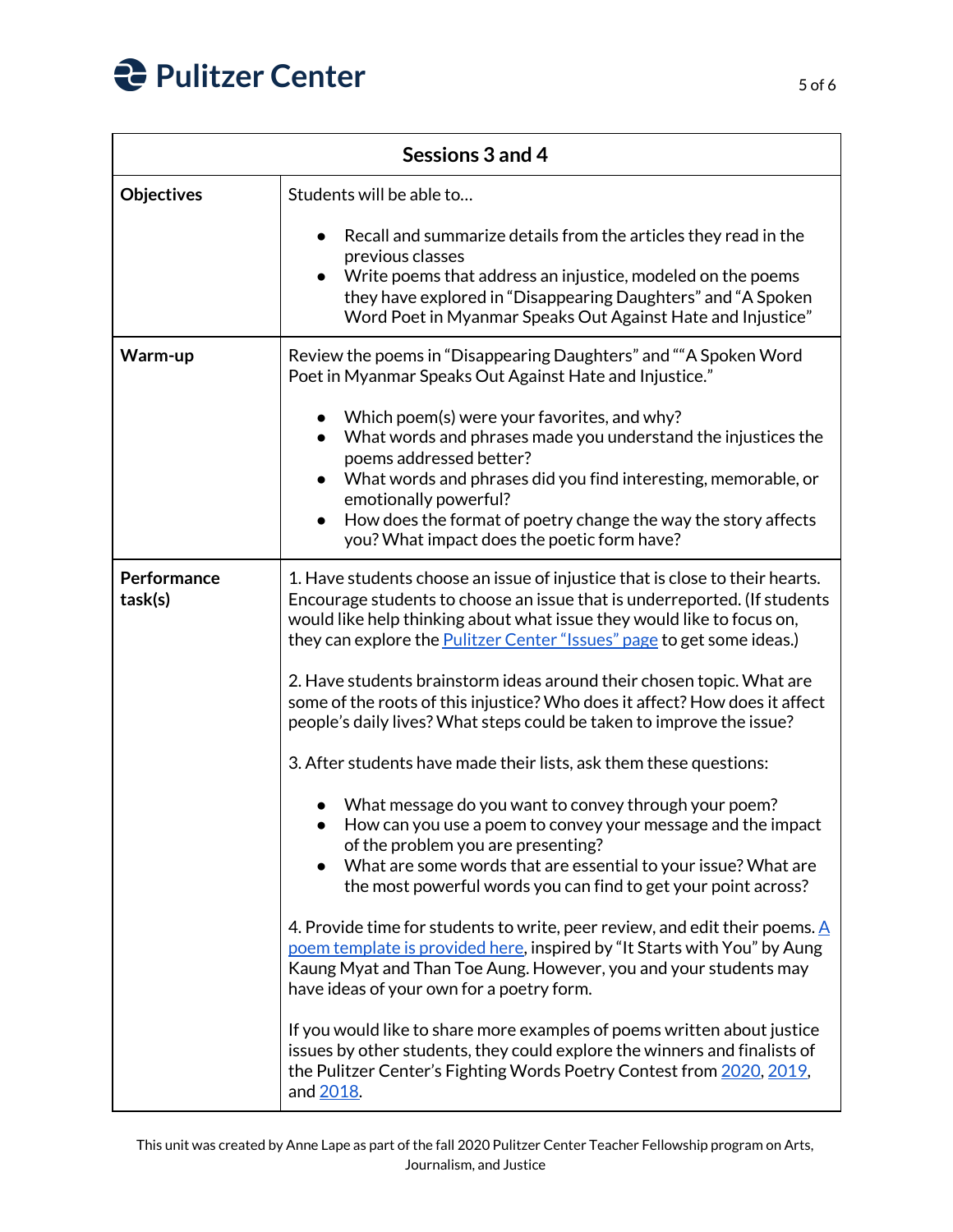| Sessions 3 and 4 | |
|---|---|
| **Objectives** | Students will be able to…<br><br>• Recall and summarize details from the articles they read in the previous classes<br>• Write poems that address an injustice, modeled on the poems they have explored in "Disappearing Daughters" and "A Spoken Word Poet in Myanmar Speaks Out Against Hate and Injustice" |
| **Warm-up** | Review the poems in "Disappearing Daughters" and ""A Spoken Word Poet in Myanmar Speaks Out Against Hate and Injustice."<br><br>• Which poem(s) were your favorites, and why?<br>• What words and phrases made you understand the injustices the poems addressed better?<br>• What words and phrases did you find interesting, memorable, or emotionally powerful?<br>• How does the format of poetry change the way the story affects you? What impact does the poetic form have? |
| **Performance task(s)** | 1. Have students choose an issue of injustice that is close to their hearts. Encourage students to choose an issue that is underreported. (If students would like help thinking about what issue they would like to focus on, they can explore the Pulitzer Center "Issues" page to get some ideas.)<br><br>2. Have students brainstorm ideas around their chosen topic. What are some of the roots of this injustice? Who does it affect? How does it affect people's daily lives? What steps could be taken to improve the issue?<br><br>3. After students have made their lists, ask them these questions:<br><br>• What message do you want to convey through your poem?<br>• How can you use a poem to convey your message and the impact of the problem you are presenting?<br>• What are some words that are essential to your issue? What are the most powerful words you can find to get your point across?<br><br>4. Provide time for students to write, peer review, and edit their poems. A poem template is provided here, inspired by "It Starts with You" by Aung Kaung Myat and Than Toe Aung. However, you and your students may have ideas of your own for a poetry form.<br><br>If you would like to share more examples of poems written about justice issues by other students, they could explore the winners and finalists of the Pulitzer Center's Fighting Words Poetry Contest from 2020, 2019, and 2018. |

This unit was created by Anne Lape as part of the fall 2020 Pulitzer Center Teacher Fellowship program on Arts, Journalism, and Justice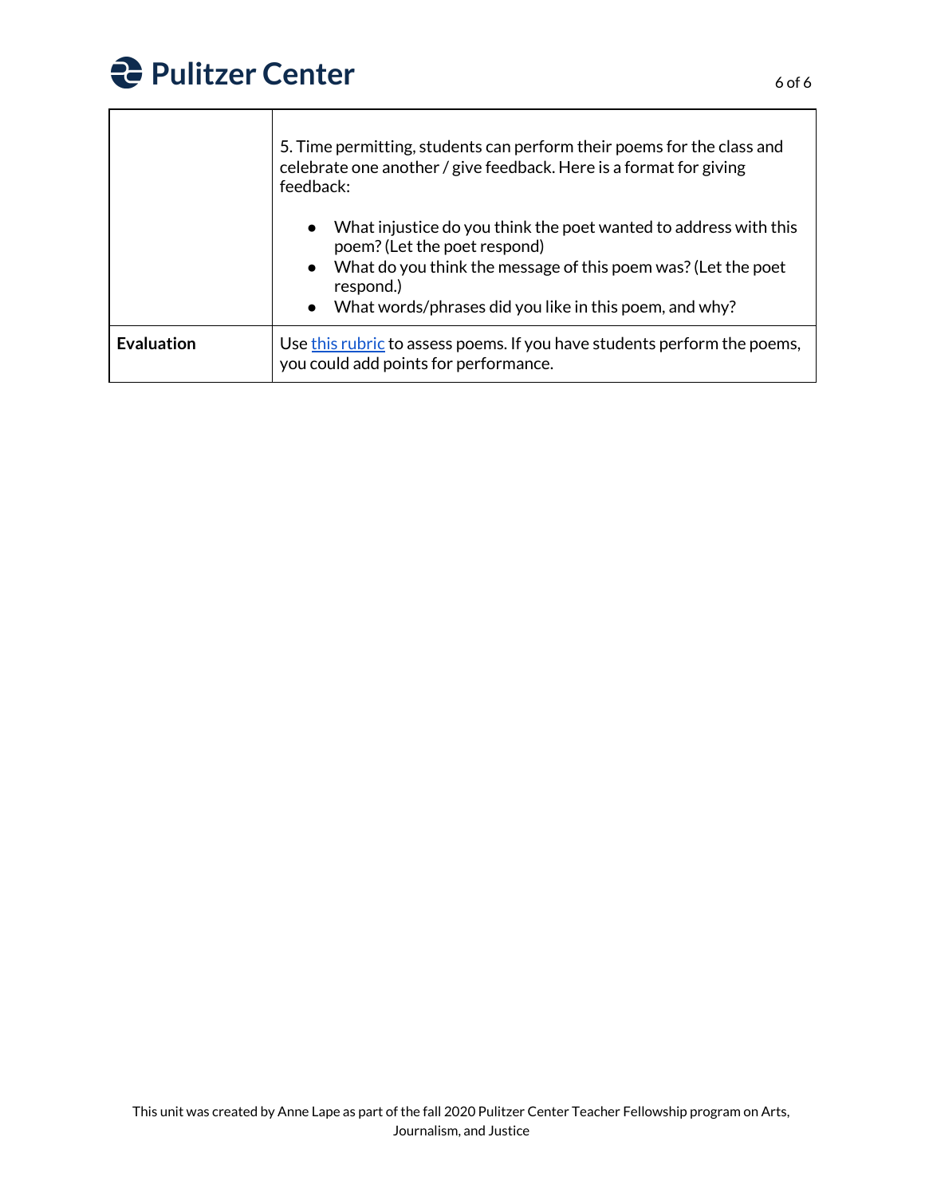| | |
|---|---|
| | 5. Time permitting, students can perform their poems for the class and celebrate one another / give feedback. Here is a format for giving feedback:<br><br>• What injustice do you think the poet wanted to address with this poem? (Let the poet respond)<br>• What do you think the message of this poem was? (Let the poet respond.)<br>• What words/phrases did you like in this poem, and why? |
| **Evaluation** | Use this rubric to assess poems. If you have students perform the poems, you could add points for performance. |

This unit was created by Anne Lape as part of the fall 2020 Pulitzer Center Teacher Fellowship program on Arts, Journalism, and Justice